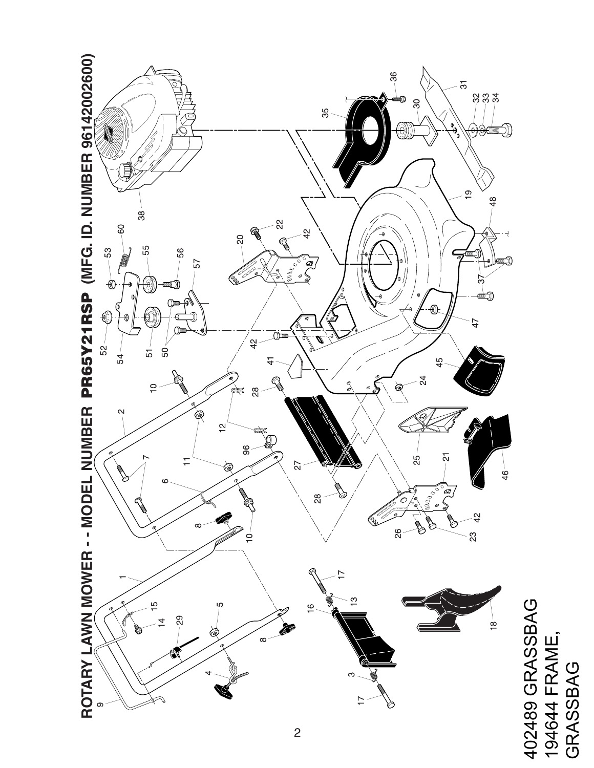# ROTARY LAWN MOWER - - MODEL NUMBER PR65Y21RSP (MFG. ID. NUMBER 96142002600)

402489 GRASSBAG

194644 FRAME, GRASSBAG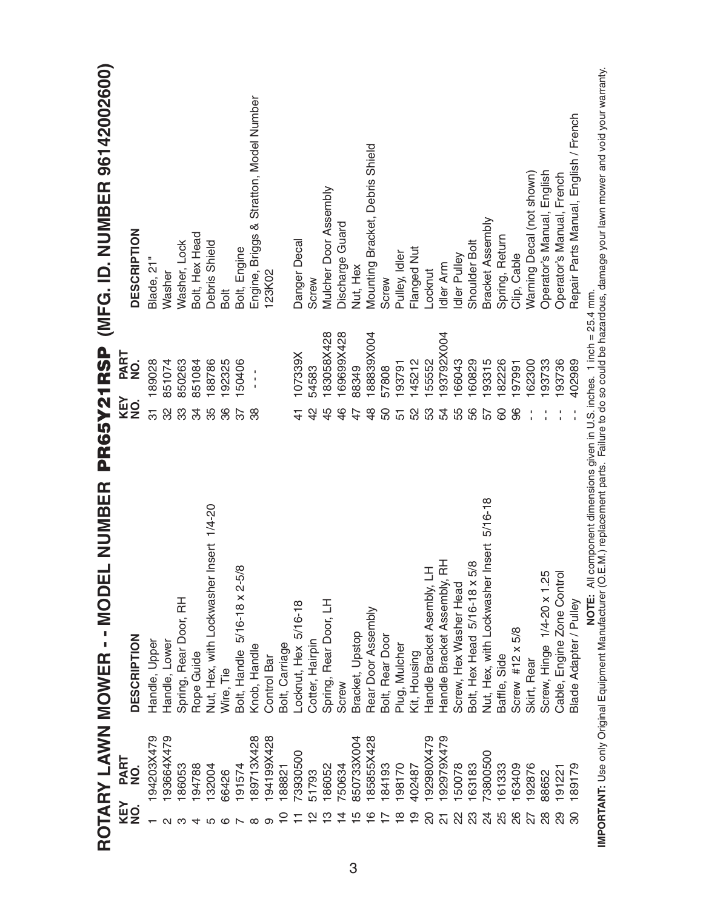# ROTARY LAWN MOWER - - MODEL NUMBER PR65Y21RSP (MFG. ID. NUMBER 96142002600)

| KEY NO. | PART NO. | DESCRIPTION |
|---|---|---|
| 1 | 194203X479 | Handle, Upper |
| 2 | 193664X479 | Handle, Lower |
| 3 | 186053 | Spring, Rear Door, RH |
| 4 | 194788 | Rope Guide |
| 5 | 132004 | Nut, Hex, with Lockwasher Insert 1/4-20 |
| 6 | 66426 | Wire, Tie |
| 7 | 191574 | Bolt, Handle 5/16-18 x 2-5/8 |
| 8 | 189713X428 | Knob, Handle |
| 9 | 194199X428 | Control Bar |
| 10 | 188821 | Bolt, Carriage |
| 11 | 73930500 | Locknut, Hex 5/16-18 |
| 12 | 51793 | Cotter, Hairpin |
| 13 | 186052 | Spring, Rear Door, LH |
| 14 | 750634 | Screw |
| 15 | 850733X004 | Bracket, Upstop |
| 16 | 185855X428 | Rear Door Assembly |
| 17 | 184193 | Bolt, Rear Door |
| 18 | 198170 | Plug, Mulcher |
| 19 | 402487 | Kit, Housing |
| 20 | 192980X479 | Handle Bracket Assembly, LH |
| 21 | 192979X479 | Handle Bracket Assembly, RH |
| 22 | 150078 | Screw, Hex Washer Head |
| 23 | 163183 | Bolt, Hex Head 5/16-18 x 5/8 |
| 24 | 73800500 | Nut, Hex, with Lockwasher Insert 5/16-18 |
| 25 | 161333 | Baffle, Side |
| 26 | 163409 | Screw #12 x 5/8 |
| 27 | 192876 | Skirt, Rear |
| 28 | 88652 | Screw, Hinge 1/4-20 x 1.25 |
| 29 | 191221 | Cable, Engine Zone Control |
| 30 | 189179 | Blade Adapter / Pulley |
| 31 | 189028 | Blade, 21" |
| 32 | 851074 | Washer |
| 33 | 850263 | Washer, Lock |
| 34 | 851084 | Bolt, Hex Head |
| 35 | 188786 | Debris Shield |
| 36 | 192325 | Bolt |
| 37 | 150406 | Bolt, Engine |
| 38 | - - - | Engine, Briggs & Stratton, Model Number 123K02 |
| 41 | 107339X | Danger Decal |
| 42 | 54583 | Screw |
| 45 | 183058X428 | Mulcher Door Assembly |
| 46 | 169699X428 | Discharge Guard |
| 47 | 88349 | Nut, Hex |
| 48 | 188839X004 | Mounting Bracket, Debris Shield |
| 50 | 57808 | Screw |
| 51 | 193791 | Pulley, Idler |
| 52 | 145212 | Flanged Nut |
| 53 | 155552 | Locknut |
| 54 | 193792X004 | Idler Arm |
| 55 | 166043 | Idler Pulley |
| 56 | 160829 | Shoulder Bolt |
| 57 | 193315 | Bracket Assembly |
| 60 | 182226 | Spring, Return |
| 96 | 197991 | Clip, Cable |
| - - | 162300 | Warning Decal (not shown) |
| - - | 193733 | Operator's Manual, English |
| - - | 193736 | Operator's Manual, French |
| - - | 402989 | Repair Parts Manual, English / French |

**NOTE:** All component dimensions given in U.S. inches. 1 inch = 25.4 mm.

**IMPORTANT:** Use only Original Equipment Manufacturer (O.E.M.) replacement parts. Failure to do so could be hazardous, damage your lawn mower and void your warranty.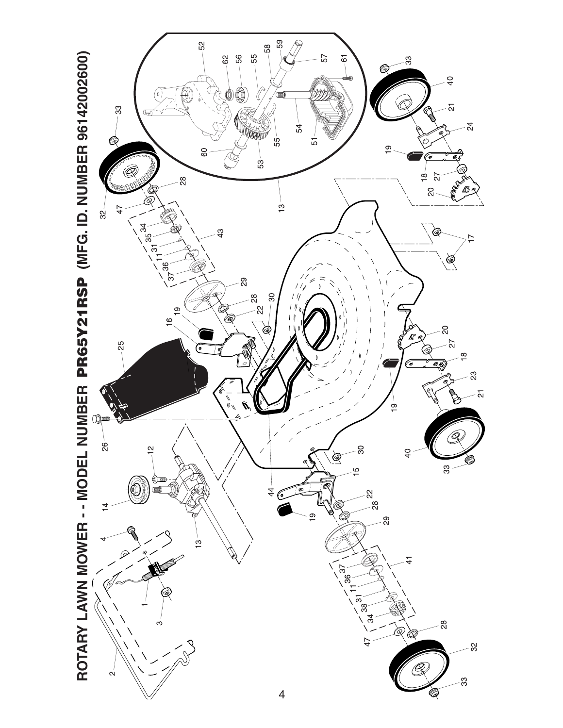# ROTARY LAWN MOWER - - MODEL NUMBER PR65Y21RSP (MFG. ID. NUMBER 96142002600)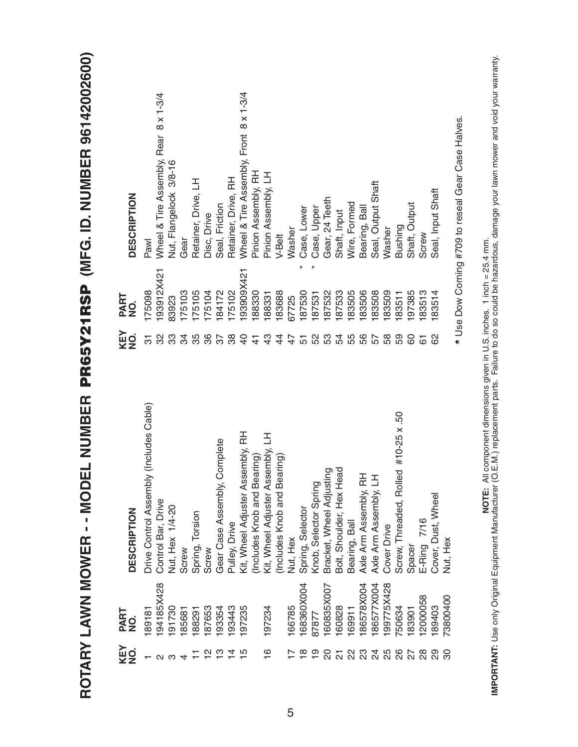# ROTARY LAWN MOWER - - MODEL NUMBER PR65Y21RSP (MFG. ID. NUMBER 96142002600)

| KEY NO. | PART NO. | DESCRIPTION |
|---|---|---|
| 1 | 189181 | Drive Control Assembly (Includes Cable) |
| 2 | 194185X428 | Control Bar, Drive |
| 3 | 191730 | Nut, Hex 1/4-20 |
| 4 | 185681 | Screw |
| 11 | 188291 | Spring, Torsion |
| 12 | 187653 | Screw |
| 13 | 193354 | Gear Case Assembly, Complete |
| 14 | 193443 | Pulley, Drive |
| 15 | 197235 | Kit, Wheel Adjuster Assembly, RH (Includes Knob and Bearing) |
| 16 | 197234 | Kit, Wheel Adjuster Assembly, LH (Includes Knob and Bearing) |
| 17 | 166785 | Nut, Hex |
| 18 | 168360X004 | Spring, Selector |
| 19 | 87877 | Knob, Selector Spring |
| 20 | 160835X007 | Bracket, Wheel Adjusting |
| 21 | 160828 | Bolt, Shoulder, Hex Head |
| 22 | 169911 | Bearing, Ball |
| 23 | 186578X004 | Axle Arm Assembly, RH |
| 24 | 186577X004 | Axle Arm Assembly, LH |
| 25 | 199775X428 | Cover Drive |
| 26 | 750634 | Screw, Threaded, Rolled #10-25 x .50 |
| 27 | 183901 | Spacer |
| 28 | 12000058 | E-Ring 7/16 |
| 29 | 189403 | Cover, Dust, Wheel |
| 30 | 73800400 | Nut, Hex |
| 31 | 175098 | Pawl |
| 32 | 193912X421 | Wheel & Tire Assembly, Rear 8 x 1-3/4 |
| 33 | 83923 | Nut, Flangelock 3/8-16 |
| 34 | 175103 | Gear |
| 35 | 175105 | Retainer, Drive, LH |
| 36 | 175104 | Disc, Drive |
| 37 | 184172 | Seal, Friction |
| 38 | 175102 | Retainer, Drive, RH |
| 40 | 193909X421 | Wheel & Tire Assembly, Front 8 x 1-3/4 |
| 41 | 188330 | Pinion Assembly, RH |
| 43 | 188331 | Pinion Assembly, LH |
| 44 | 183688 | V-Belt |
| 47 | 67725 | Washer |
| 51 | 187530 | * Case, Lower |
| 52 | 187531 | * Case, Upper |
| 53 | 187532 | Gear, 24 Teeth |
| 54 | 187533 | Shaft, Input |
| 55 | 183505 | Wire, Formed |
| 56 | 183506 | Bearing, Ball |
| 57 | 183508 | Seal, Output Shaft |
| 58 | 183509 | Washer |
| 59 | 183511 | Bushing |
| 60 | 197385 | Shaft, Output |
| 61 | 183513 | Screw |
| 62 | 183514 | Seal, Input Shaft |

* Use Dow Corning #709 to reseal Gear Case Halves.

**NOTE:** All component dimensions given in U.S. inches. 1 inch = 25.4 mm.

**IMPORTANT:** Use only Original Equipment Manufacturer (O.E.M.) replacement parts. Failure to do so could be hazardous, damage your lawn mower and void your warranty.